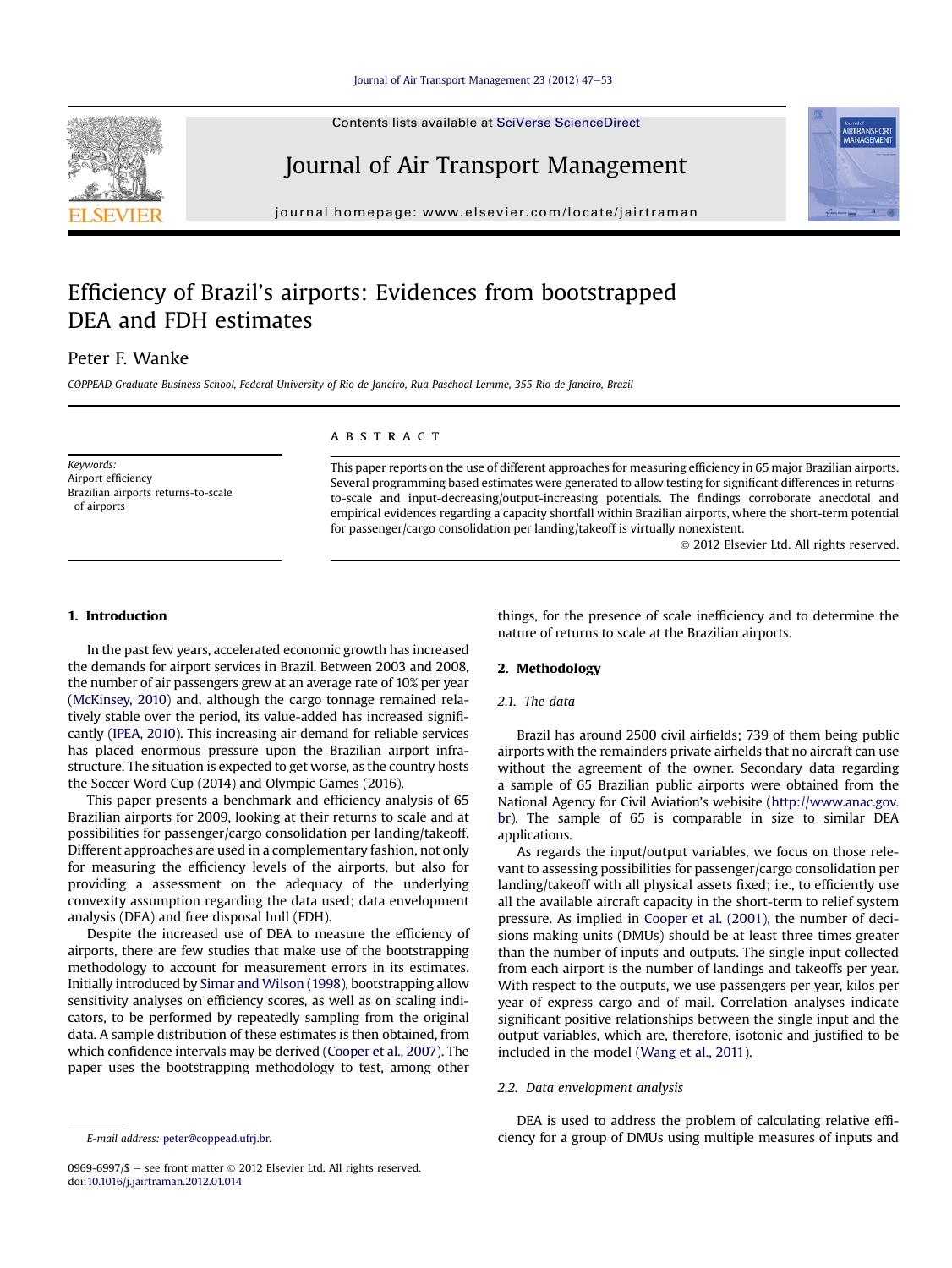# Efficiency of Brazil's airports: Evidences from bootstrapped DEA and FDH estimates

Peter F. Wanke

*COPPEAD Graduate Business School, Federal University of Rio de Janeiro, Rua Paschoal Lemme, 355 Rio de Janeiro, Brazil*

*Keywords:*
Airport efficiency
Brazilian airports returns-to-scale of airports

## A B S T R A C T

This paper reports on the use of different approaches for measuring efficiency in 65 major Brazilian airports. Several programming based estimates were generated to allow testing for significant differences in returns-to-scale and input-decreasing/output-increasing potentials. The findings corroborate anecdotal and empirical evidences regarding a capacity shortfall within Brazilian airports, where the short-term potential for passenger/cargo consolidation per landing/takeoff is virtually nonexistent.

© 2012 Elsevier Ltd. All rights reserved.

## 1. Introduction

In the past few years, accelerated economic growth has increased the demands for airport services in Brazil. Between 2003 and 2008, the number of air passengers grew at an average rate of 10% per year (McKinsey, 2010) and, although the cargo tonnage remained relatively stable over the period, its value-added has increased significantly (IPEA, 2010). This increasing air demand for reliable services has placed enormous pressure upon the Brazilian airport infrastructure. The situation is expected to get worse, as the country hosts the Soccer Word Cup (2014) and Olympic Games (2016).

This paper presents a benchmark and efficiency analysis of 65 Brazilian airports for 2009, looking at their returns to scale and at possibilities for passenger/cargo consolidation per landing/takeoff. Different approaches are used in a complementary fashion, not only for measuring the efficiency levels of the airports, but also for providing a assessment on the adequacy of the underlying convexity assumption regarding the data used; data envelopment analysis (DEA) and free disposal hull (FDH).

Despite the increased use of DEA to measure the efficiency of airports, there are few studies that make use of the bootstrapping methodology to account for measurement errors in its estimates. Initially introduced by Simar and Wilson (1998), bootstrapping allow sensitivity analyses on efficiency scores, as well as on scaling indicators, to be performed by repeatedly sampling from the original data. A sample distribution of these estimates is then obtained, from which confidence intervals may be derived (Cooper et al., 2007). The paper uses the bootstrapping methodology to test, among other things, for the presence of scale inefficiency and to determine the nature of returns to scale at the Brazilian airports.

## 2. Methodology

### 2.1. The data

Brazil has around 2500 civil airfields; 739 of them being public airports with the remainders private airfields that no aircraft can use without the agreement of the owner. Secondary data regarding a sample of 65 Brazilian public airports were obtained from the National Agency for Civil Aviation's webisite (http://www.anac.gov.br). The sample of 65 is comparable in size to similar DEA applications.

As regards the input/output variables, we focus on those relevant to assessing possibilities for passenger/cargo consolidation per landing/takeoff with all physical assets fixed; i.e., to efficiently use all the available aircraft capacity in the short-term to relief system pressure. As implied in Cooper et al. (2001), the number of decisions making units (DMUs) should be at least three times greater than the number of inputs and outputs. The single input collected from each airport is the number of landings and takeoffs per year. With respect to the outputs, we use passengers per year, kilos per year of express cargo and of mail. Correlation analyses indicate significant positive relationships between the single input and the output variables, which are, therefore, isotonic and justified to be included in the model (Wang et al., 2011).

### 2.2. Data envelopment analysis

DEA is used to address the problem of calculating relative efficiency for a group of DMUs using multiple measures of inputs and

E-mail address: peter@coppead.ufrj.br.

0969-6997/$ – see front matter © 2012 Elsevier Ltd. All rights reserved.
doi:10.1016/j.jairtraman.2012.01.014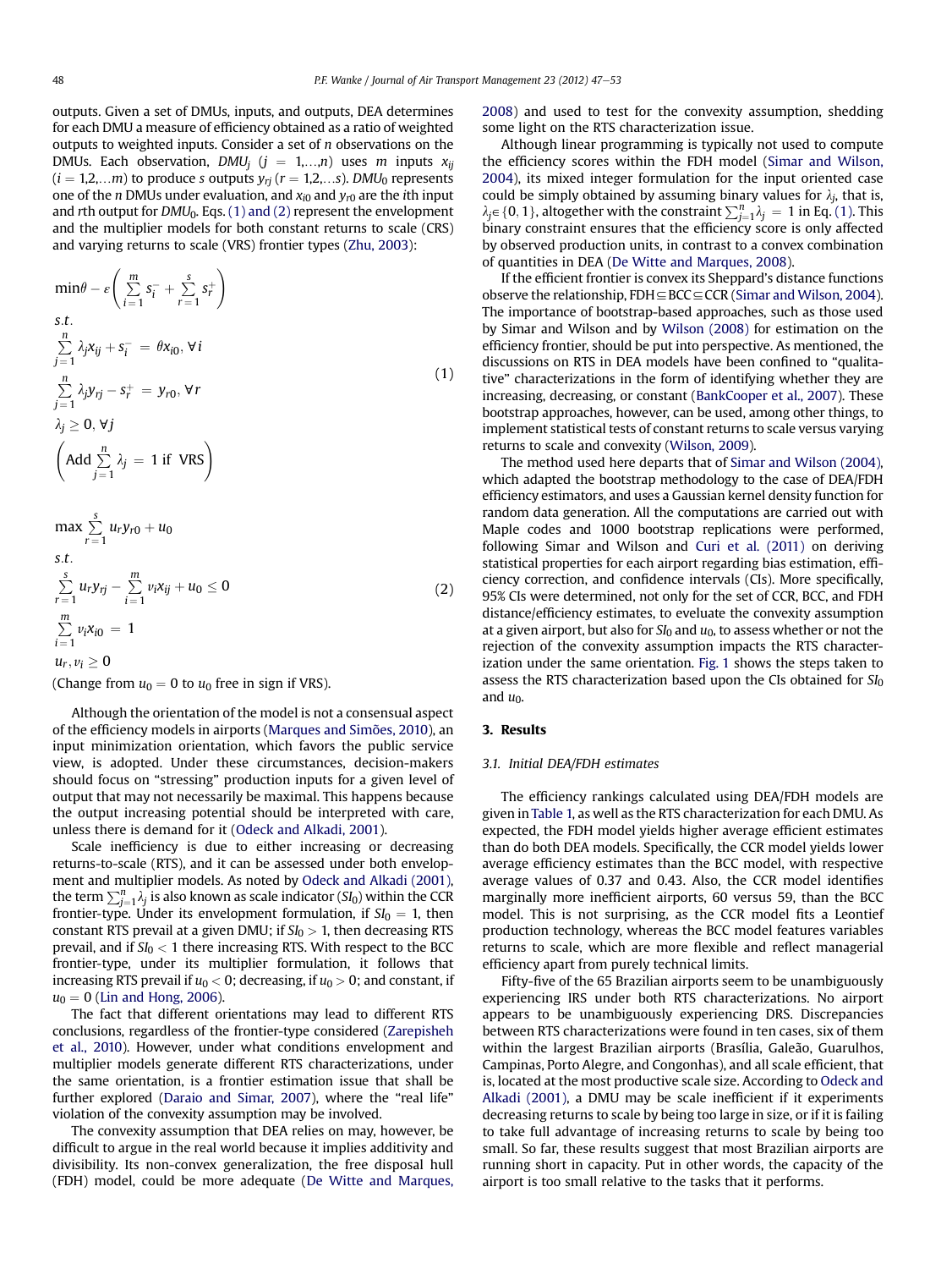outputs. Given a set of DMUs, inputs, and outputs, DEA determines for each DMU a measure of efficiency obtained as a ratio of weighted outputs to weighted inputs. Consider a set of $n$ observations on the DMUs. Each observation, $DMU_j$ ($j = 1,\ldots,n$) uses $m$ inputs $x_{ij}$ ($i = 1,2,\ldots m$) to produce $s$ outputs $y_{rj}$ ($r = 1,2,\ldots s$). $DMU_0$ represents one of the $n$ DMUs under evaluation, and $x_{i0}$ and $y_{r0}$ are the $i$th input and $r$th output for $DMU_0$. Eqs. (1) and (2) represent the envelopment and the multiplier models for both constant returns to scale (CRS) and varying returns to scale (VRS) frontier types (Zhu, 2003):

$$
\begin{aligned}
& \min \theta - \varepsilon\left(\sum_{i=1}^{m} s_i^- + \sum_{r=1}^{s} s_r^+\right) \\
& s.t. \\
& \sum_{j=1}^{n} \lambda_j x_{ij} + s_i^- = \theta x_{i0}, \forall i \\
& \sum_{j=1}^{n} \lambda_j y_{rj} - s_r^+ = y_{r0}, \forall r \\
& \lambda_j \geq 0, \forall j \\
& \left(\text{Add} \sum_{j=1}^{n} \lambda_j = 1 \text{ if VRS}\right)
\end{aligned} \tag{1}
$$

$$
\begin{aligned}
& \max \sum_{r=1}^{s} u_r y_{r0} + u_0 \\
& s.t. \\
& \sum_{r=1}^{s} u_r y_{rj} - \sum_{i=1}^{m} v_i x_{ij} + u_0 \leq 0 \\
& \sum_{i=1}^{m} v_i x_{i0} = 1 \\
& u_r, v_i \geq 0
\end{aligned} \tag{2}
$$

(Change from $u_0 = 0$ to $u_0$ free in sign if VRS).

Although the orientation of the model is not a consensual aspect of the efficiency models in airports (Marques and Simões, 2010), an input minimization orientation, which favors the public service view, is adopted. Under these circumstances, decision-makers should focus on "stressing" production inputs for a given level of output that may not necessarily be maximal. This happens because the output increasing potential should be interpreted with care, unless there is demand for it (Odeck and Alkadi, 2001).

Scale inefficiency is due to either increasing or decreasing returns-to-scale (RTS), and it can be assessed under both envelopment and multiplier models. As noted by Odeck and Alkadi (2001), the term $\sum_{j=1}^{n}\lambda_j$ is also known as scale indicator ($SI_0$) within the CCR frontier-type. Under its envelopment formulation, if $SI_0 = 1$, then constant RTS prevail at a given DMU; if $SI_0 > 1$, then decreasing RTS prevail, and if $SI_0 < 1$ there increasing RTS. With respect to the BCC frontier-type, under its multiplier formulation, it follows that increasing RTS prevail if $u_0 < 0$; decreasing, if $u_0 > 0$; and constant, if $u_0 = 0$ (Lin and Hong, 2006).

The fact that different orientations may lead to different RTS conclusions, regardless of the frontier-type considered (Zarepisheh et al., 2010). However, under what conditions envelopment and multiplier models generate different RTS characterizations, under the same orientation, is a frontier estimation issue that shall be further explored (Daraio and Simar, 2007), where the "real life" violation of the convexity assumption may be involved.

The convexity assumption that DEA relies on may, however, be difficult to argue in the real world because it implies additivity and divisibility. Its non-convex generalization, the free disposal hull (FDH) model, could be more adequate (De Witte and Marques, 2008) and used to test for the convexity assumption, shedding some light on the RTS characterization issue.

Although linear programming is typically not used to compute the efficiency scores within the FDH model (Simar and Wilson, 2004), its mixed integer formulation for the input oriented case could be simply obtained by assuming binary values for $\lambda_j$, that is, $\lambda_j \in \{0, 1\}$, altogether with the constraint $\sum_{j=1}^{n}\lambda_j = 1$ in Eq. (1). This binary constraint ensures that the efficiency score is only affected by observed production units, in contrast to a convex combination of quantities in DEA (De Witte and Marques, 2008).

If the efficient frontier is convex its Sheppard's distance functions observe the relationship, FDH ⊆ BCC ⊆ CCR (Simar and Wilson, 2004). The importance of bootstrap-based approaches, such as those used by Simar and Wilson and by Wilson (2008) for estimation on the efficiency frontier, should be put into perspective. As mentioned, the discussions on RTS in DEA models have been confined to "qualitative" characterizations in the form of identifying whether they are increasing, decreasing, or constant (BankCooper et al., 2007). These bootstrap approaches, however, can be used, among other things, to implement statistical tests of constant returns to scale versus varying returns to scale and convexity (Wilson, 2009).

The method used here departs that of Simar and Wilson (2004), which adapted the bootstrap methodology to the case of DEA/FDH efficiency estimators, and uses a Gaussian kernel density function for random data generation. All the computations are carried out with Maple codes and 1000 bootstrap replications were performed, following Simar and Wilson and Curi et al. (2011) on deriving statistical properties for each airport regarding bias estimation, efficiency correction, and confidence intervals (CIs). More specifically, 95% CIs were determined, not only for the set of CCR, BCC, and FDH distance/efficiency estimates, to eveluate the convexity assumption at a given airport, but also for $SI_0$ and $u_0$, to assess whether or not the rejection of the convexity assumption impacts the RTS characterization under the same orientation. Fig. 1 shows the steps taken to assess the RTS characterization based upon the CIs obtained for $SI_0$ and $u_0$.

## 3. Results

### 3.1. Initial DEA/FDH estimates

The efficiency rankings calculated using DEA/FDH models are given in Table 1, as well as the RTS characterization for each DMU. As expected, the FDH model yields higher average efficient estimates than do both DEA models. Specifically, the CCR model yields lower average efficiency estimates than the BCC model, with respective average values of 0.37 and 0.43. Also, the CCR model identifies marginally more inefficient airports, 60 versus 59, than the BCC model. This is not surprising, as the CCR model fits a Leontief production technology, whereas the BCC model features variables returns to scale, which are more flexible and reflect managerial efficiency apart from purely technical limits.

Fifty-five of the 65 Brazilian airports seem to be unambiguously experiencing IRS under both RTS characterizations. No airport appears to be unambiguously experiencing DRS. Discrepancies between RTS characterizations were found in ten cases, six of them within the largest Brazilian airports (Brasília, Galeão, Guarulhos, Campinas, Porto Alegre, and Congonhas), and all scale efficient, that is, located at the most productive scale size. According to Odeck and Alkadi (2001), a DMU may be scale inefficient if it experiments decreasing returns to scale by being too large in size, or if it is failing to take full advantage of increasing returns to scale by being too small. So far, these results suggest that most Brazilian airports are running short in capacity. Put in other words, the capacity of the airport is too small relative to the tasks that it performs.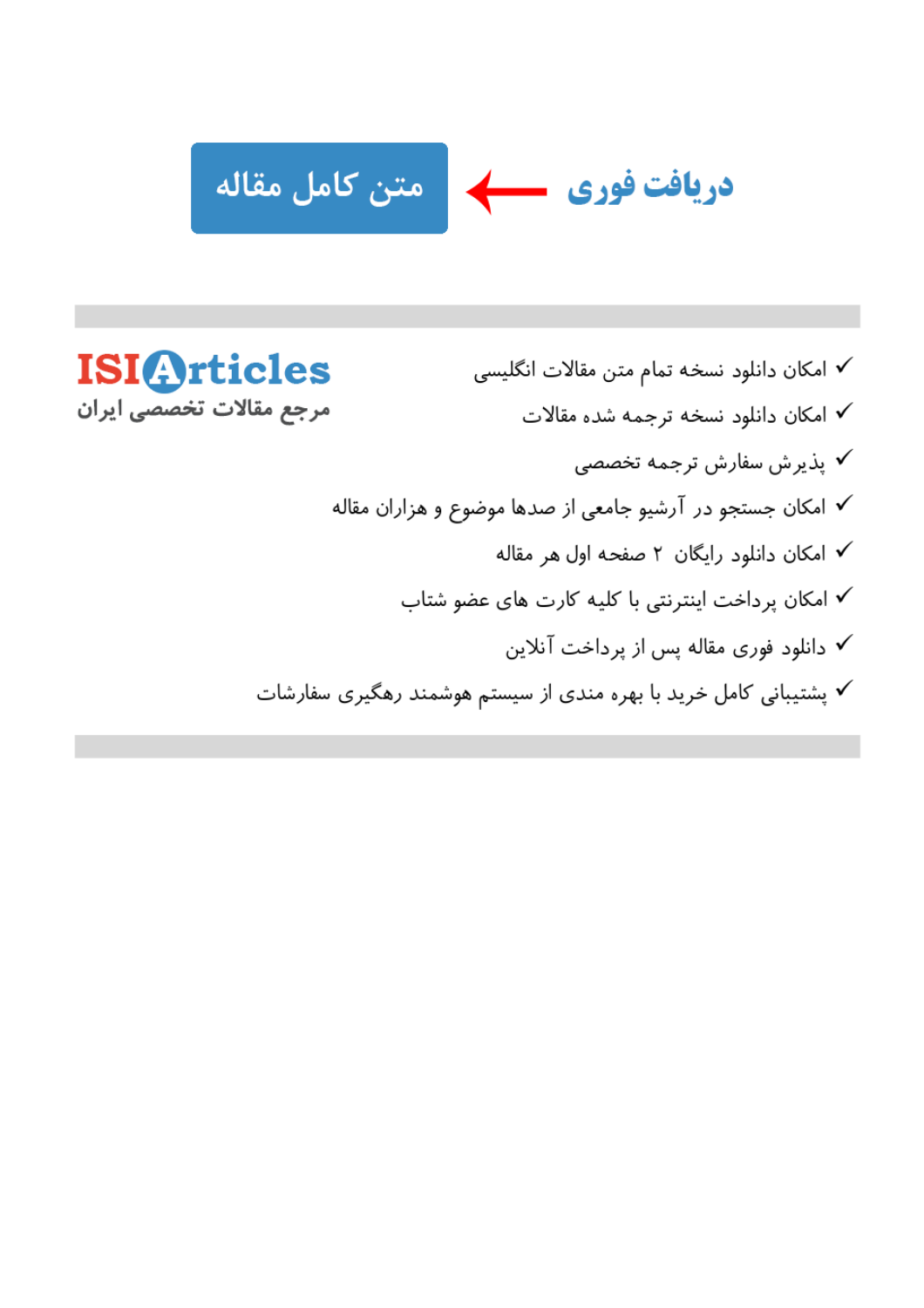دریافت فوری ← متن کامل مقاله

ISIArticles
مرجع مقالات تخصصی ایران

- ✓ امکان دانلود نسخه تمام متن مقالات انگلیسی
- ✓ امکان دانلود نسخه ترجمه شده مقالات
- ✓ پذیرش سفارش ترجمه تخصصی
- ✓ امکان جستجو در آرشیو جامعی از صدها موضوع و هزاران مقاله
- ✓ امکان دانلود رایگان ۲ صفحه اول هر مقاله
- ✓ امکان پرداخت اینترنتی با کلیه کارت های عضو شتاب
- ✓ دانلود فوری مقاله پس از پرداخت آنلاین
- ✓ پشتیبانی کامل خرید با بهره مندی از سیستم هوشمند رهگیری سفارشات